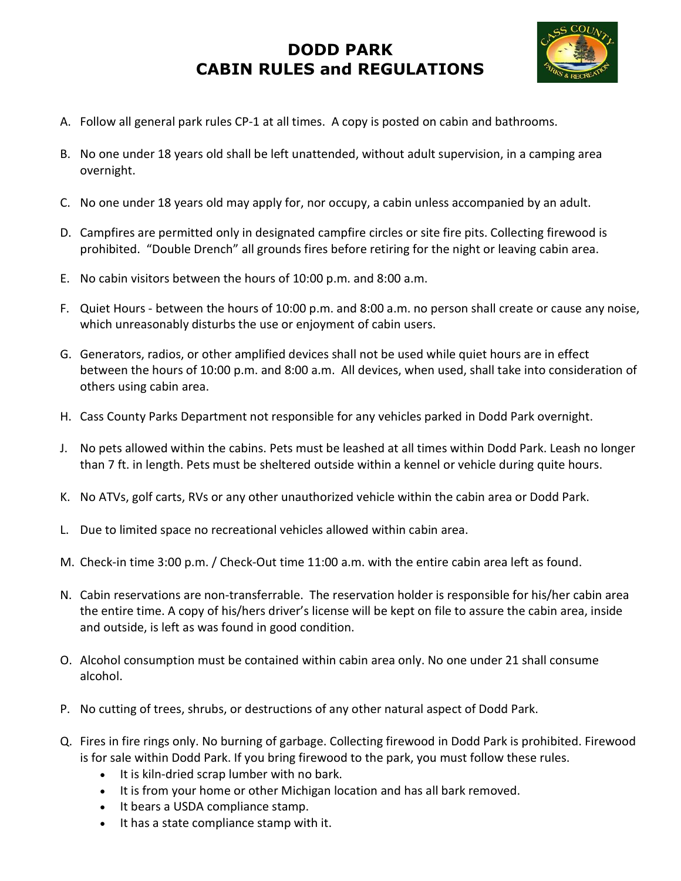# DODD PARK
# CABIN RULES and REGULATIONS

A. Follow all general park rules CP-1 at all times. A copy is posted on cabin and bathrooms.

B. No one under 18 years old shall be left unattended, without adult supervision, in a camping area overnight.

C. No one under 18 years old may apply for, nor occupy, a cabin unless accompanied by an adult.

D. Campfires are permitted only in designated campfire circles or site fire pits. Collecting firewood is prohibited. "Double Drench" all grounds fires before retiring for the night or leaving cabin area.

E. No cabin visitors between the hours of 10:00 p.m. and 8:00 a.m.

F. Quiet Hours - between the hours of 10:00 p.m. and 8:00 a.m. no person shall create or cause any noise, which unreasonably disturbs the use or enjoyment of cabin users.

G. Generators, radios, or other amplified devices shall not be used while quiet hours are in effect between the hours of 10:00 p.m. and 8:00 a.m. All devices, when used, shall take into consideration of others using cabin area.

H. Cass County Parks Department not responsible for any vehicles parked in Dodd Park overnight.

J. No pets allowed within the cabins. Pets must be leashed at all times within Dodd Park. Leash no longer than 7 ft. in length. Pets must be sheltered outside within a kennel or vehicle during quite hours.

K. No ATVs, golf carts, RVs or any other unauthorized vehicle within the cabin area or Dodd Park.

L. Due to limited space no recreational vehicles allowed within cabin area.

M. Check-in time 3:00 p.m. / Check-Out time 11:00 a.m. with the entire cabin area left as found.

N. Cabin reservations are non-transferrable. The reservation holder is responsible for his/her cabin area the entire time. A copy of his/hers driver's license will be kept on file to assure the cabin area, inside and outside, is left as was found in good condition.

O. Alcohol consumption must be contained within cabin area only. No one under 21 shall consume alcohol.

P. No cutting of trees, shrubs, or destructions of any other natural aspect of Dodd Park.

Q. Fires in fire rings only. No burning of garbage. Collecting firewood in Dodd Park is prohibited. Firewood is for sale within Dodd Park. If you bring firewood to the park, you must follow these rules.
   - It is kiln-dried scrap lumber with no bark.
   - It is from your home or other Michigan location and has all bark removed.
   - It bears a USDA compliance stamp.
   - It has a state compliance stamp with it.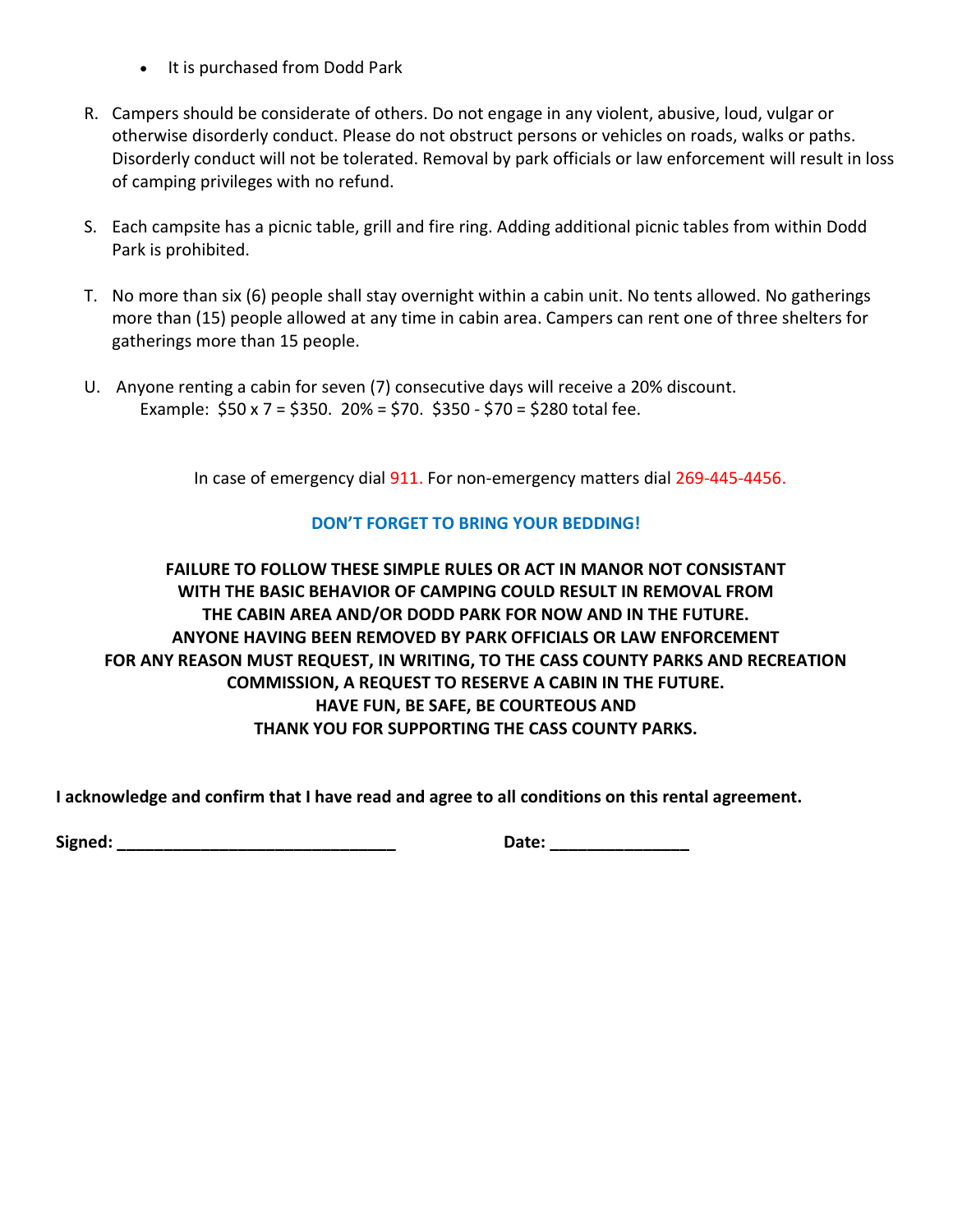- It is purchased from Dodd Park

R. Campers should be considerate of others. Do not engage in any violent, abusive, loud, vulgar or otherwise disorderly conduct. Please do not obstruct persons or vehicles on roads, walks or paths. Disorderly conduct will not be tolerated. Removal by park officials or law enforcement will result in loss of camping privileges with no refund.

S. Each campsite has a picnic table, grill and fire ring. Adding additional picnic tables from within Dodd Park is prohibited.

T. No more than six (6) people shall stay overnight within a cabin unit. No tents allowed. No gatherings more than (15) people allowed at any time in cabin area. Campers can rent one of three shelters for gatherings more than 15 people.

U. Anyone renting a cabin for seven (7) consecutive days will receive a 20% discount.
Example: $50 x 7 = $350. 20% = $70. $350 - $70 = $280 total fee.

In case of emergency dial 911. For non-emergency matters dial 269-445-4456.

**DON'T FORGET TO BRING YOUR BEDDING!**

**FAILURE TO FOLLOW THESE SIMPLE RULES OR ACT IN MANOR NOT CONSISTANT WITH THE BASIC BEHAVIOR OF CAMPING COULD RESULT IN REMOVAL FROM THE CABIN AREA AND/OR DODD PARK FOR NOW AND IN THE FUTURE. ANYONE HAVING BEEN REMOVED BY PARK OFFICIALS OR LAW ENFORCEMENT FOR ANY REASON MUST REQUEST, IN WRITING, TO THE CASS COUNTY PARKS AND RECREATION COMMISSION, A REQUEST TO RESERVE A CABIN IN THE FUTURE. HAVE FUN, BE SAFE, BE COURTEOUS AND THANK YOU FOR SUPPORTING THE CASS COUNTY PARKS.**

**I acknowledge and confirm that I have read and agree to all conditions on this rental agreement.**

**Signed:** ______________________________ **Date:** _______________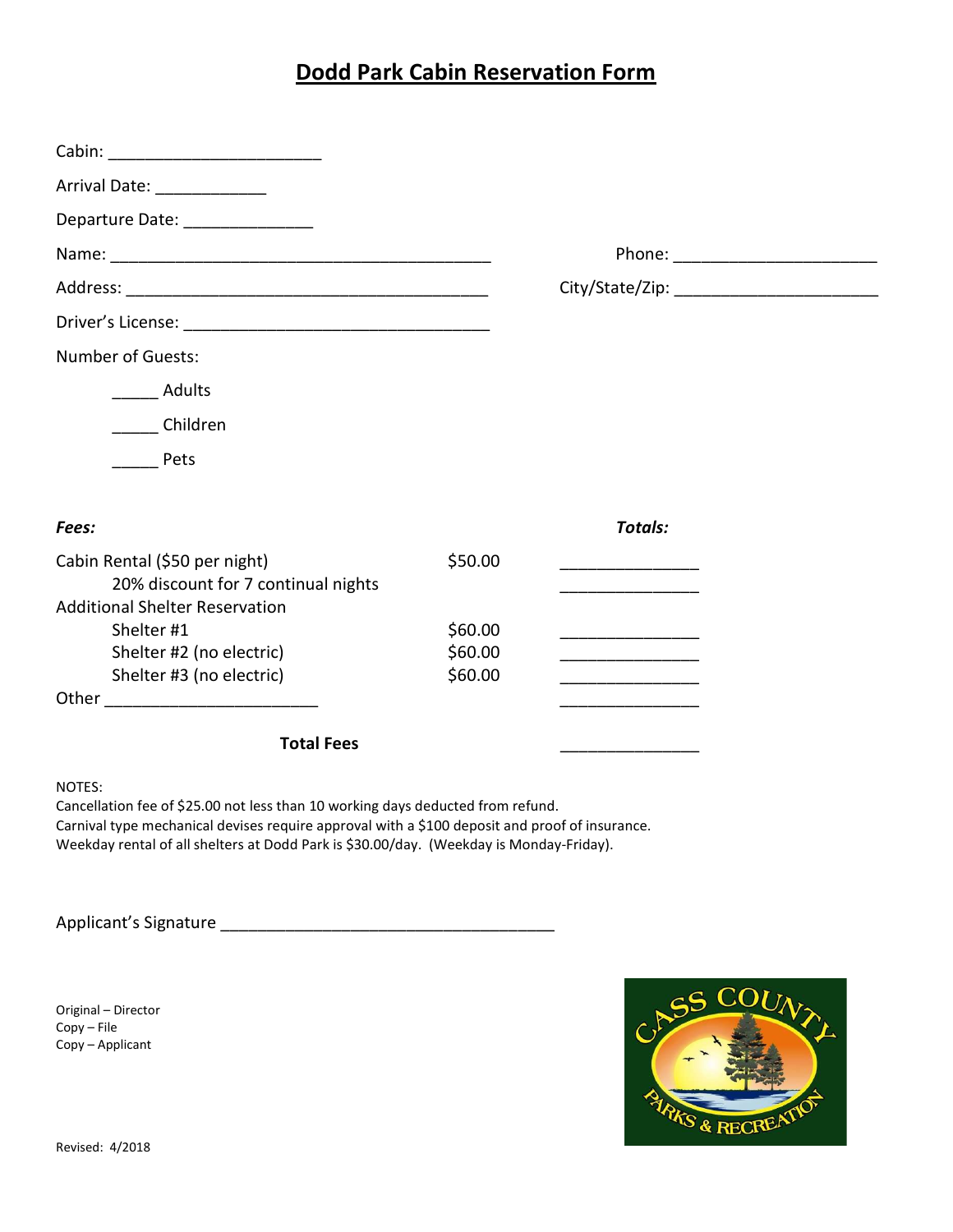# Dodd Park Cabin Reservation Form

Cabin: ______________________

Arrival Date: ___________

Departure Date: _____________

Name: ________________________________________ Phone: ____________________

Address: ______________________________________ City/State/Zip: ____________________

Driver's License: ______________________________

Number of Guests:

_____ Adults

_____ Children

_____ Pets

| *Fees:* | | *Totals:* |
|---|---|---|
| Cabin Rental ($50 per night) | $50.00 | ______________ |
| 20% discount for 7 continual nights | | ______________ |
| Additional Shelter Reservation | | |
| Shelter #1 | $60.00 | ______________ |
| Shelter #2 (no electric) | $60.00 | ______________ |
| Shelter #3 (no electric) | $60.00 | ______________ |
| Other ______________________ | | ______________ |
| **Total Fees** | | ______________ |

NOTES:
Cancellation fee of $25.00 not less than 10 working days deducted from refund.
Carnival type mechanical devises require approval with a $100 deposit and proof of insurance.
Weekday rental of all shelters at Dodd Park is $30.00/day. (Weekday is Monday-Friday).

Applicant's Signature ___________________________________

Original – Director
Copy – File
Copy – Applicant

Revised: 4/2018

CASS COUNTY PARKS & RECREATION